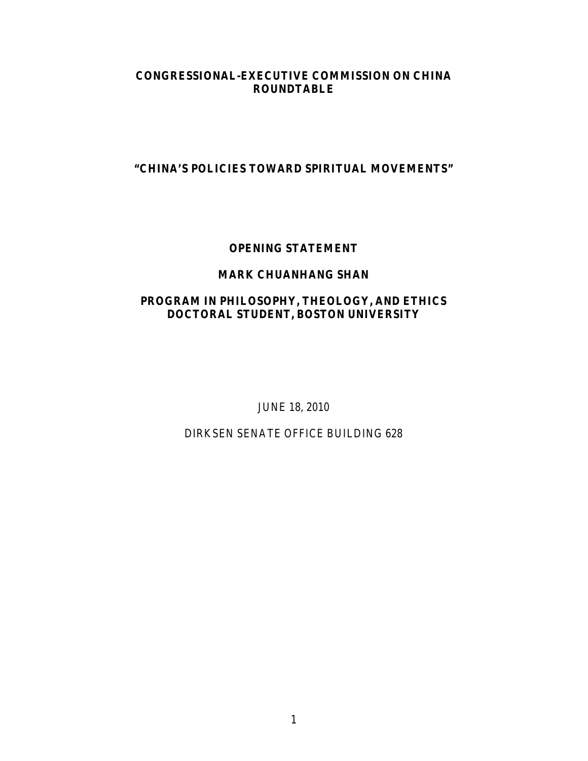# CONGRESSIONAL-EXECUTIVE COMMISSION ON CHINA ROUNDTABLE

## "CHINA'S POLICIES TOWARD SPIRITUAL MOVEMENTS"

### OPENING STATEMENT

### MARK CHUANHANG SHAN

### PROGRAM IN PHILOSOPHY, THEOLOGY, AND ETHICS
### DOCTORAL STUDENT, BOSTON UNIVERSITY

JUNE 18, 2010

DIRKSEN SENATE OFFICE BUILDING 628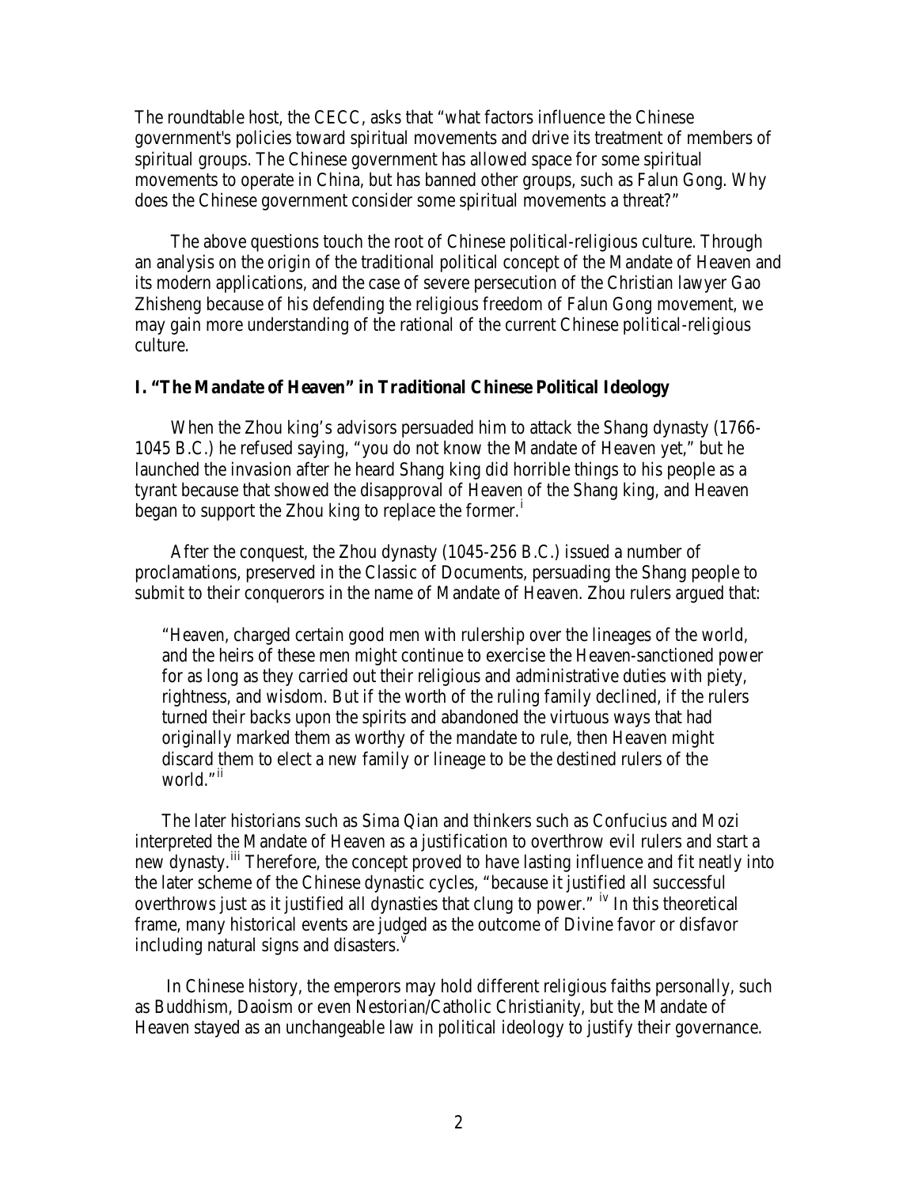The roundtable host, the CECC, asks that "what factors influence the Chinese government's policies toward spiritual movements and drive its treatment of members of spiritual groups. The Chinese government has allowed space for some spiritual movements to operate in China, but has banned other groups, such as Falun Gong. Why does the Chinese government consider some spiritual movements a threat?"

The above questions touch the root of Chinese political-religious culture. Through an analysis on the origin of the traditional political concept of the Mandate of Heaven and its modern applications, and the case of severe persecution of the Christian lawyer Gao Zhisheng because of his defending the religious freedom of Falun Gong movement, we may gain more understanding of the rational of the current Chinese political-religious culture.

## I. "The Mandate of Heaven" in Traditional Chinese Political Ideology

When the Zhou king's advisors persuaded him to attack the Shang dynasty (1766-1045 B.C.) he refused saying, "you do not know the Mandate of Heaven yet," but he launched the invasion after he heard Shang king did horrible things to his people as a tyrant because that showed the disapproval of Heaven of the Shang king, and Heaven began to support the Zhou king to replace the former.[i]

After the conquest, the Zhou dynasty (1045-256 B.C.) issued a number of proclamations, preserved in the Classic of Documents, persuading the Shang people to submit to their conquerors in the name of Mandate of Heaven. Zhou rulers argued that:

> "Heaven, charged certain good men with rulership over the lineages of the world, and the heirs of these men might continue to exercise the Heaven-sanctioned power for as long as they carried out their religious and administrative duties with piety, rightness, and wisdom. But if the worth of the ruling family declined, if the rulers turned their backs upon the spirits and abandoned the virtuous ways that had originally marked them as worthy of the mandate to rule, then Heaven might discard them to elect a new family or lineage to be the destined rulers of the world."[ii]

The later historians such as Sima Qian and thinkers such as Confucius and Mozi interpreted the Mandate of Heaven as a justification to overthrow evil rulers and start a new dynasty.[iii] Therefore, the concept proved to have lasting influence and fit neatly into the later scheme of the Chinese dynastic cycles, "because it justified all successful overthrows just as it justified all dynasties that clung to power." [iv] In this theoretical frame, many historical events are judged as the outcome of Divine favor or disfavor including natural signs and disasters.[v]

In Chinese history, the emperors may hold different religious faiths personally, such as Buddhism, Daoism or even Nestorian/Catholic Christianity, but the Mandate of Heaven stayed as an unchangeable law in political ideology to justify their governance.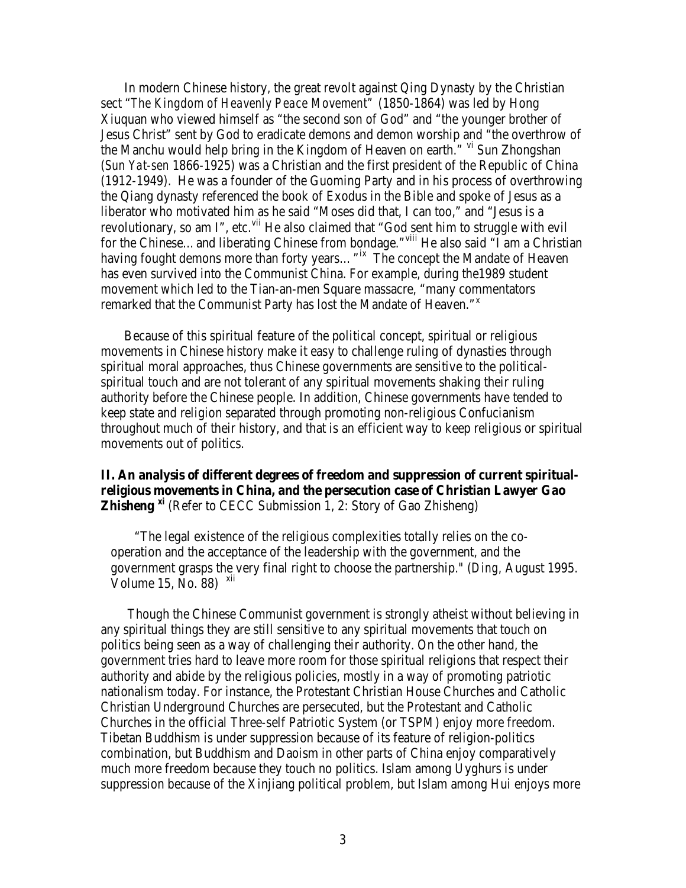In modern Chinese history, the great revolt against Qing Dynasty by the Christian sect "*The Kingdom of Heavenly Peace Movement*" (1850-1864) was led by Hong Xiuquan who viewed himself as "the second son of God" and "the younger brother of Jesus Christ" sent by God to eradicate demons and demon worship and "the overthrow of the Manchu would help bring in the Kingdom of Heaven on earth." [vi] Sun Zhongshan (*Sun Yat-sen* 1866-1925) was a Christian and the first president of the Republic of China (1912-1949). He was a founder of the Guoming Party and in his process of overthrowing the Qiang dynasty referenced the book of Exodus in the Bible and spoke of Jesus as a liberator who motivated him as he said "Moses did that, I can too," and "Jesus is a revolutionary, so am I", etc.[vii] He also claimed that "God sent him to struggle with evil for the Chinese… and liberating Chinese from bondage."[viii] He also said "I am a Christian having fought demons more than forty years… "[ix] The concept the Mandate of Heaven has even survived into the Communist China. For example, during the1989 student movement which led to the Tian-an-men Square massacre, "many commentators remarked that the Communist Party has lost the Mandate of Heaven."[x]

Because of this spiritual feature of the political concept, spiritual or religious movements in Chinese history make it easy to challenge ruling of dynasties through spiritual moral approaches, thus Chinese governments are sensitive to the political-spiritual touch and are not tolerant of any spiritual movements shaking their ruling authority before the Chinese people. In addition, Chinese governments have tended to keep state and religion separated through promoting non-religious Confucianism throughout much of their history, and that is an efficient way to keep religious or spiritual movements out of politics.

**II. An analysis of different degrees of freedom and suppression of current spiritual-religious movements in China, and the persecution case of Christian Lawyer Gao Zhisheng [xi]** (Refer to CECC Submission 1, 2: Story of Gao Zhisheng)

> "The legal existence of the religious complexities totally relies on the co-operation and the acceptance of the leadership with the government, and the government grasps the very final right to choose the partnership." (*Ding*, August 1995. Volume 15, No. 88) [xii]

Though the Chinese Communist government is strongly atheist without believing in any spiritual things they are still sensitive to any spiritual movements that touch on politics being seen as a way of challenging their authority. On the other hand, the government tries hard to leave more room for those spiritual religions that respect their authority and abide by the religious policies, mostly in a way of promoting patriotic nationalism today. For instance, the Protestant Christian House Churches and Catholic Christian Underground Churches are persecuted, but the Protestant and Catholic Churches in the official Three-self Patriotic System (or TSPM) enjoy more freedom. Tibetan Buddhism is under suppression because of its feature of religion-politics combination, but Buddhism and Daoism in other parts of China enjoy comparatively much more freedom because they touch no politics. Islam among Uyghurs is under suppression because of the Xinjiang political problem, but Islam among Hui enjoys more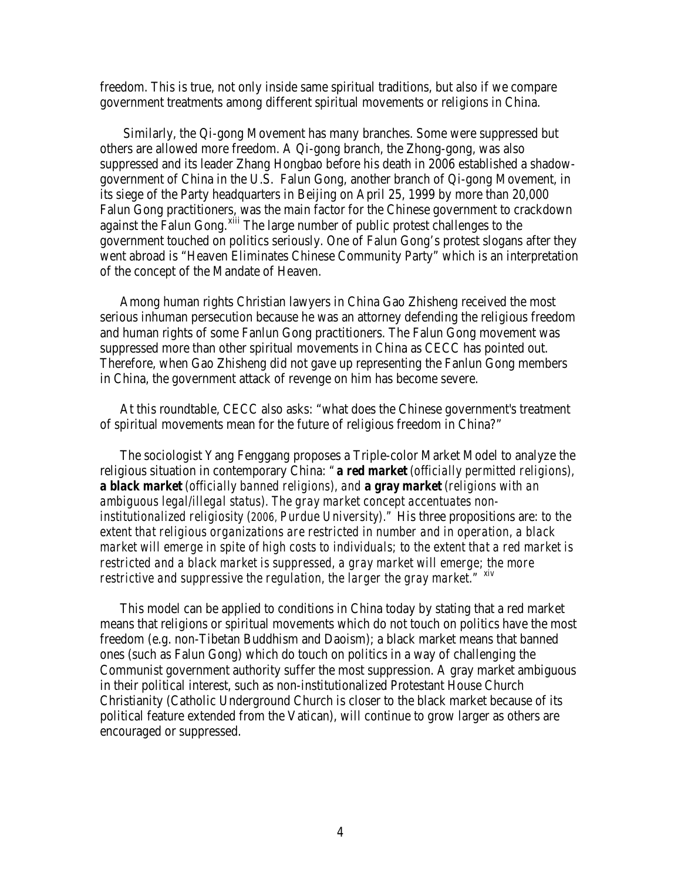freedom. This is true, not only inside same spiritual traditions, but also if we compare government treatments among different spiritual movements or religions in China.

Similarly, the Qi-gong Movement has many branches. Some were suppressed but others are allowed more freedom. A Qi-gong branch, the Zhong-gong, was also suppressed and its leader Zhang Hongbao before his death in 2006 established a shadow-government of China in the U.S. Falun Gong, another branch of Qi-gong Movement, in its siege of the Party headquarters in Beijing on April 25, 1999 by more than 20,000 Falun Gong practitioners, was the main factor for the Chinese government to crackdown against the Falun Gong.[xiii] The large number of public protest challenges to the government touched on politics seriously. One of Falun Gong's protest slogans after they went abroad is "Heaven Eliminates Chinese Community Party" which is an interpretation of the concept of the Mandate of Heaven.

Among human rights Christian lawyers in China Gao Zhisheng received the most serious inhuman persecution because he was an attorney defending the religious freedom and human rights of some Fanlun Gong practitioners. The Falun Gong movement was suppressed more than other spiritual movements in China as CECC has pointed out. Therefore, when Gao Zhisheng did not gave up representing the Fanlun Gong members in China, the government attack of revenge on him has become severe.

At this roundtable, CECC also asks: "what does the Chinese government's treatment of spiritual movements mean for the future of religious freedom in China?"

The sociologist Yang Fenggang proposes a Triple-color Market Model to analyze the religious situation in contemporary China: "***a red market*** *(officially permitted religions),* ***a black market*** *(officially banned religions), and* ***a gray market*** *(religions with an ambiguous legal/illegal status). The gray market concept accentuates non-institutionalized religiosity (2006, Purdue University).*" His three propositions are: *to the extent that religious organizations are restricted in number and in operation, a black market will emerge in spite of high costs to individuals; to the extent that a red market is restricted and a black market is suppressed, a gray market will emerge; the more restrictive and suppressive the regulation, the larger the gray market.*"[xiv]

This model can be applied to conditions in China today by stating that a red market means that religions or spiritual movements which do not touch on politics have the most freedom (e.g. non-Tibetan Buddhism and Daoism); a black market means that banned ones (such as Falun Gong) which do touch on politics in a way of challenging the Communist government authority suffer the most suppression. A gray market ambiguous in their political interest, such as non-institutionalized Protestant House Church Christianity (Catholic Underground Church is closer to the black market because of its political feature extended from the Vatican), will continue to grow larger as others are encouraged or suppressed.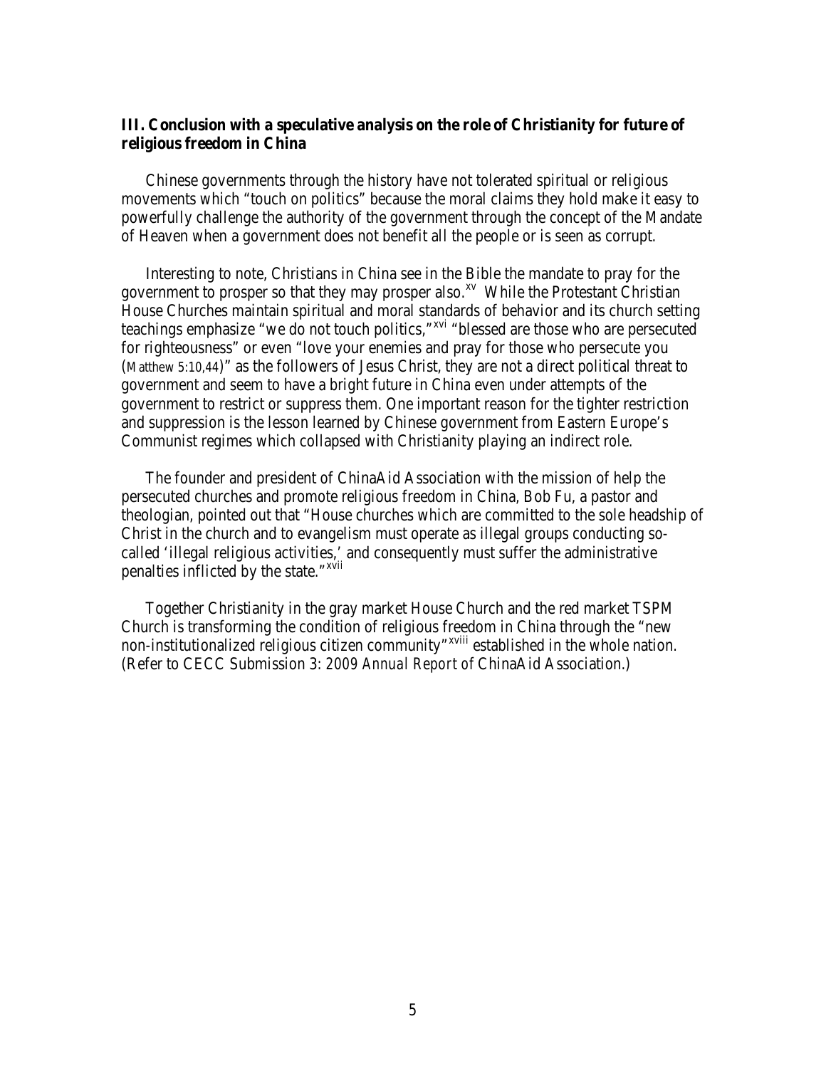**III. Conclusion with a speculative analysis on the role of Christianity for future of religious freedom in China**

Chinese governments through the history have not tolerated spiritual or religious movements which "touch on politics" because the moral claims they hold make it easy to powerfully challenge the authority of the government through the concept of the Mandate of Heaven when a government does not benefit all the people or is seen as corrupt.

Interesting to note, Christians in China see in the Bible the mandate to pray for the government to prosper so that they may prosper also.[xv] While the Protestant Christian House Churches maintain spiritual and moral standards of behavior and its church setting teachings emphasize "we do not touch politics,"[xvi] "blessed are those who are persecuted for righteousness" or even "love your enemies and pray for those who persecute you (Matthew 5:10,44)" as the followers of Jesus Christ, they are not a direct political threat to government and seem to have a bright future in China even under attempts of the government to restrict or suppress them. One important reason for the tighter restriction and suppression is the lesson learned by Chinese government from Eastern Europe's Communist regimes which collapsed with Christianity playing an indirect role.

The founder and president of ChinaAid Association with the mission of help the persecuted churches and promote religious freedom in China, Bob Fu, a pastor and theologian, pointed out that "House churches which are committed to the sole headship of Christ in the church and to evangelism must operate as illegal groups conducting so-called 'illegal religious activities,' and consequently must suffer the administrative penalties inflicted by the state."[xvii]

Together Christianity in the gray market House Church and the red market TSPM Church is transforming the condition of religious freedom in China through the "new non-institutionalized religious citizen community"[xviii] established in the whole nation. (Refer to CECC Submission 3: 2009 *Annual Report* of ChinaAid Association.)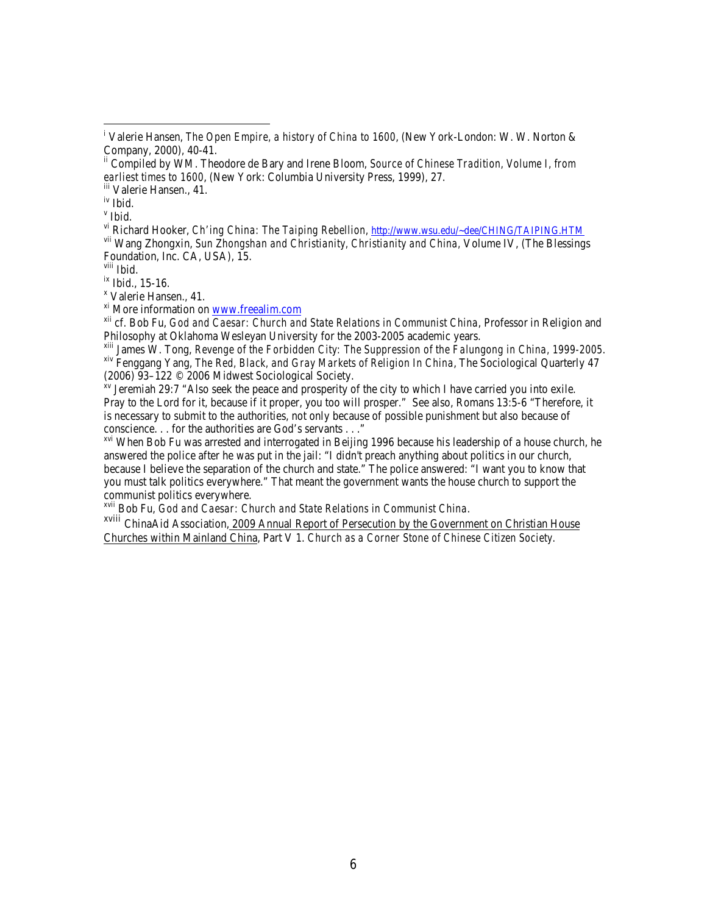---

[i] Valerie Hansen, *The Open Empire, a history of China to 1600*, (New York-London: W. W. Norton & Company, 2000), 40-41.

[ii] Compiled by WM. Theodore de Bary and Irene Bloom, *Source of Chinese Tradition, Volume I, from earliest times to 1600*, (New York: Columbia University Press, 1999), 27.

[iii] Valerie Hansen., 41.

[iv] Ibid.

[v] Ibid.

[vi] Richard Hooker, *Ch'ing China: The Taiping Rebellion*, http://www.wsu.edu/~dee/CHING/TAIPING.HTM

[vii] Wang Zhongxin, *Sun Zhongshan and Christianity, Christianity and China*, Volume IV, (The Blessings Foundation, Inc. CA, USA), 15.

[viii] Ibid.

[ix] Ibid., 15-16.

[x] Valerie Hansen., 41.

[xi] More information on www.freealim.com

[xii] cf. Bob Fu, *God and Caesar: Church and State Relations in Communist China*, Professor in Religion and Philosophy at Oklahoma Wesleyan University for the 2003-2005 academic years.

[xiii] James W. Tong, *Revenge of the Forbidden City: The Suppression of the Falungong in China, 1999-2005.*

[xiv] Fenggang Yang, *The Red, Black, and Gray Markets of Religion In China*, The Sociological Quarterly 47 (2006) 93–122 © 2006 Midwest Sociological Society.

[xv] Jeremiah 29:7 "Also seek the peace and prosperity of the city to which I have carried you into exile. Pray to the Lord for it, because if it proper, you too will prosper." See also, Romans 13:5-6 "Therefore, it is necessary to submit to the authorities, not only because of possible punishment but also because of conscience. . . for the authorities are God's servants . . ."

[xvi] When Bob Fu was arrested and interrogated in Beijing 1996 because his leadership of a house church, he answered the police after he was put in the jail: "I didn't preach anything about politics in our church, because I believe the separation of the church and state." The police answered: "I want you to know that you must talk politics everywhere." That meant the government wants the house church to support the communist politics everywhere.

[xvii] Bob Fu, *God and Caesar: Church and State Relations in Communist China*.

[xviii] ChinaAid Association, 2009 Annual Report of Persecution by the Government on Christian House Churches within Mainland China, Part V 1. *Church as a Corner Stone of Chinese Citizen Society.*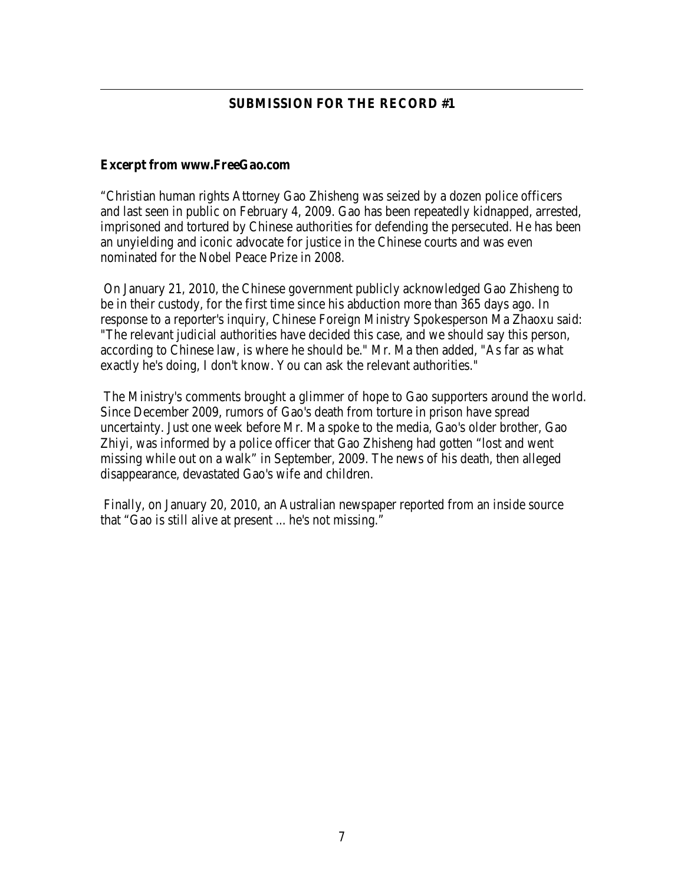## SUBMISSION FOR THE RECORD #1

**Excerpt from www.FreeGao.com**

"Christian human rights Attorney Gao Zhisheng was seized by a dozen police officers and last seen in public on February 4, 2009. Gao has been repeatedly kidnapped, arrested, imprisoned and tortured by Chinese authorities for defending the persecuted. He has been an unyielding and iconic advocate for justice in the Chinese courts and was even nominated for the Nobel Peace Prize in 2008.

On January 21, 2010, the Chinese government publicly acknowledged Gao Zhisheng to be in their custody, for the first time since his abduction more than 365 days ago. In response to a reporter's inquiry, Chinese Foreign Ministry Spokesperson Ma Zhaoxu said: "The relevant judicial authorities have decided this case, and we should say this person, according to Chinese law, is where he should be." Mr. Ma then added, "As far as what exactly he's doing, I don't know. You can ask the relevant authorities."

The Ministry's comments brought a glimmer of hope to Gao supporters around the world. Since December 2009, rumors of Gao's death from torture in prison have spread uncertainty. Just one week before Mr. Ma spoke to the media, Gao's older brother, Gao Zhiyi, was informed by a police officer that Gao Zhisheng had gotten "lost and went missing while out on a walk" in September, 2009. The news of his death, then alleged disappearance, devastated Gao's wife and children.

Finally, on January 20, 2010, an Australian newspaper reported from an inside source that "Gao is still alive at present ... he's not missing."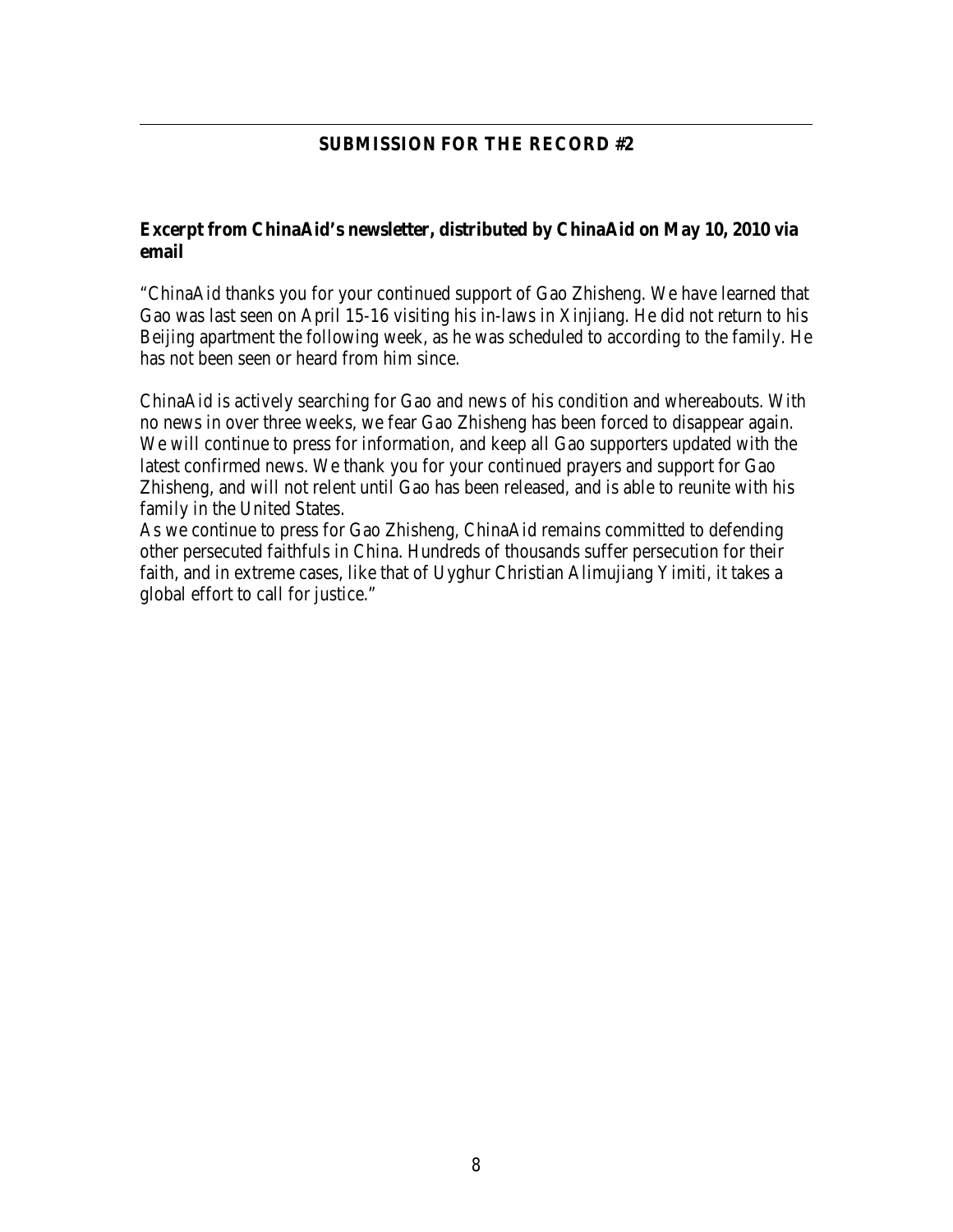## SUBMISSION FOR THE RECORD #2

**Excerpt from ChinaAid's newsletter, distributed by ChinaAid on May 10, 2010 via email**

"ChinaAid thanks you for your continued support of Gao Zhisheng. We have learned that Gao was last seen on April 15-16 visiting his in-laws in Xinjiang. He did not return to his Beijing apartment the following week, as he was scheduled to according to the family. He has not been seen or heard from him since.

ChinaAid is actively searching for Gao and news of his condition and whereabouts. With no news in over three weeks, we fear Gao Zhisheng has been forced to disappear again. We will continue to press for information, and keep all Gao supporters updated with the latest confirmed news. We thank you for your continued prayers and support for Gao Zhisheng, and will not relent until Gao has been released, and is able to reunite with his family in the United States.

As we continue to press for Gao Zhisheng, ChinaAid remains committed to defending other persecuted faithfuls in China. Hundreds of thousands suffer persecution for their faith, and in extreme cases, like that of Uyghur Christian Alimujiang Yimiti, it takes a global effort to call for justice."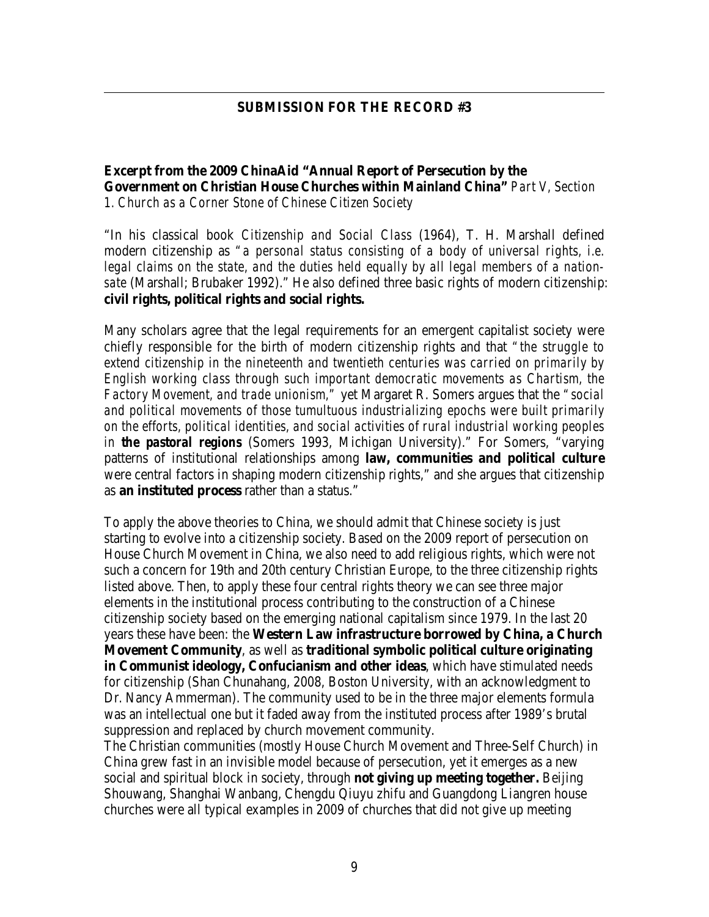## SUBMISSION FOR THE RECORD #3

**Excerpt from the 2009 ChinaAid "Annual Report of Persecution by the Government on Christian House Churches within Mainland China"** *Part V, Section 1. Church as a Corner Stone of Chinese Citizen Society*

"In his classical book *Citizenship and Social Class* (1964), T. H. Marshall defined modern citizenship as *"a personal status consisting of a body of universal rights, i.e. legal claims on the state, and the duties held equally by all legal members of a nation-sate* (Marshall; Brubaker 1992)." He also defined three basic rights of modern citizenship: **civil rights, political rights and social rights.**

Many scholars agree that the legal requirements for an emergent capitalist society were chiefly responsible for the birth of modern citizenship rights and that *"the struggle to extend citizenship in the nineteenth and twentieth centuries was carried on primarily by English working class through such important democratic movements as Chartism, the Factory Movement, and trade unionism,"* yet Margaret R. Somers argues that the *"social and political movements of those tumultuous industrializing epochs were built primarily on the efforts, political identities, and social activities of rural industrial working peoples in* ***the pastoral regions*** (Somers 1993, Michigan University)." For Somers, "varying patterns of institutional relationships among **law, communities and political culture** were central factors in shaping modern citizenship rights," and she argues that citizenship as **an instituted process** rather than a status."

To apply the above theories to China, we should admit that Chinese society is just starting to evolve into a citizenship society. Based on the 2009 report of persecution on House Church Movement in China, we also need to add religious rights, which were not such a concern for 19th and 20th century Christian Europe, to the three citizenship rights listed above. Then, to apply these four central rights theory we can see three major elements in the institutional process contributing to the construction of a Chinese citizenship society based on the emerging national capitalism since 1979. In the last 20 years these have been: the **Western Law infrastructure borrowed by China, a Church Movement Community**, as well as **traditional symbolic political culture originating in Communist ideology, Confucianism and other ideas**, which have stimulated needs for citizenship (Shan Chunahang, 2008, Boston University, with an acknowledgment to Dr. Nancy Ammerman). The community used to be in the three major elements formula was an intellectual one but it faded away from the instituted process after 1989's brutal suppression and replaced by church movement community.

The Christian communities (mostly House Church Movement and Three-Self Church) in China grew fast in an invisible model because of persecution, yet it emerges as a new social and spiritual block in society, through **not giving up meeting together.** Beijing Shouwang, Shanghai Wanbang, Chengdu Qiuyu zhifu and Guangdong Liangren house churches were all typical examples in 2009 of churches that did not give up meeting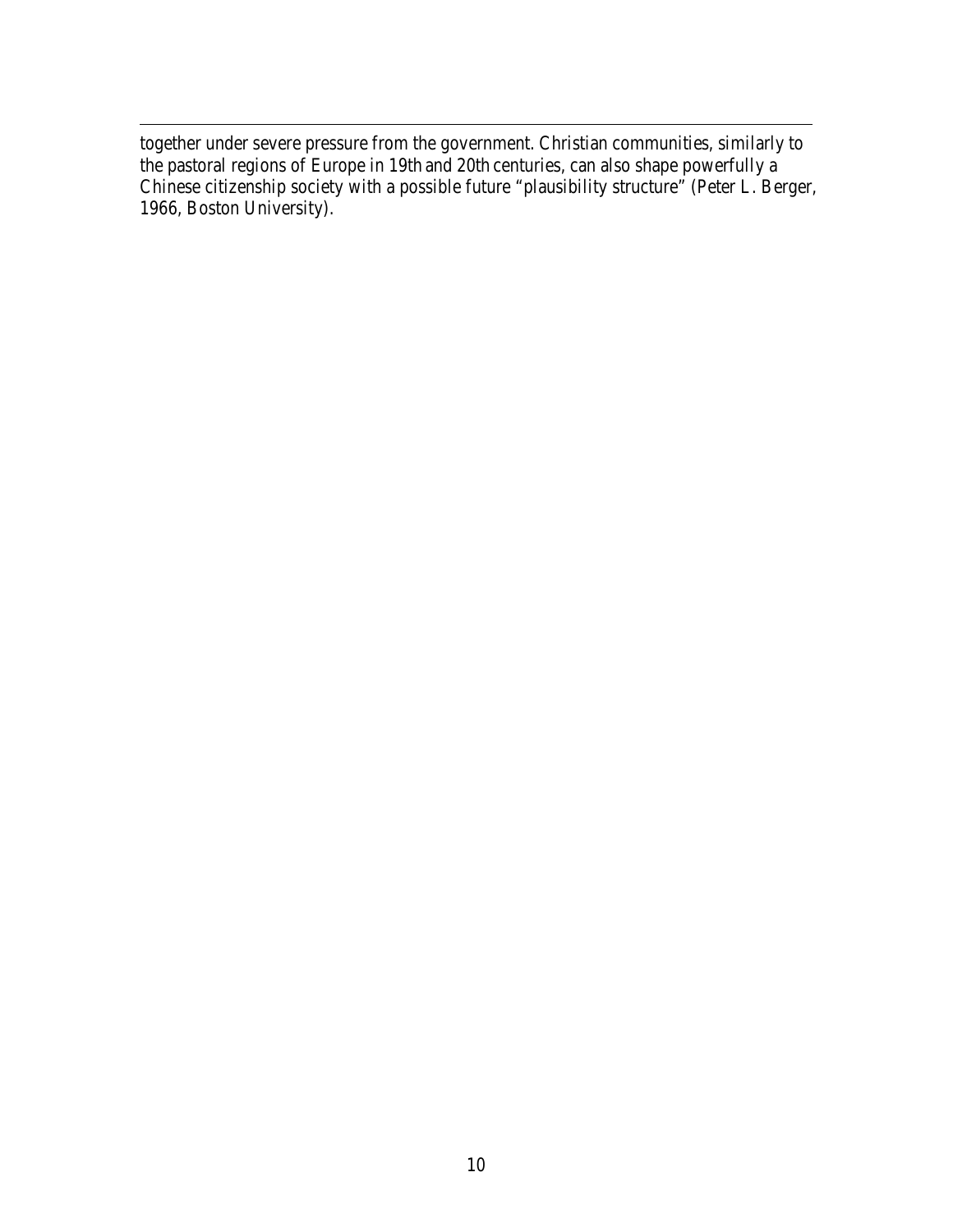together under severe pressure from the government. Christian communities, similarly to the pastoral regions of Europe in 19th and 20th centuries, can also shape powerfully a Chinese citizenship society with a possible future "plausibility structure" (Peter L. Berger, 1966, Boston University).